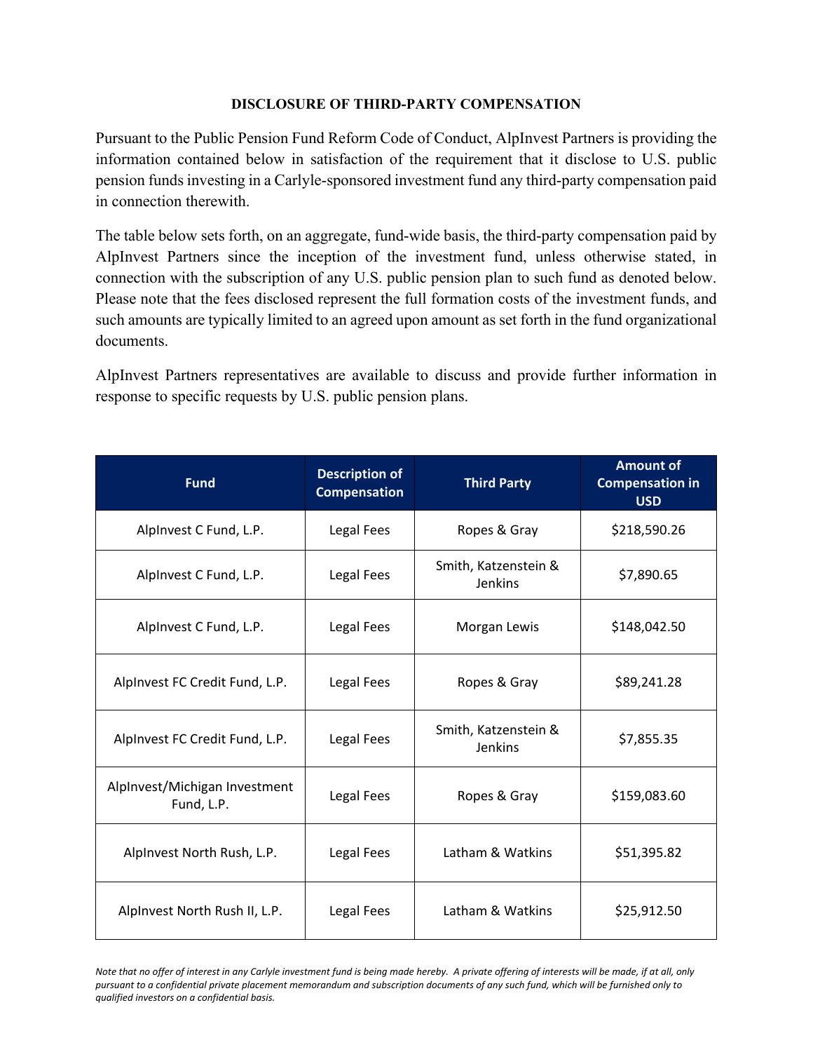## DISCLOSURE OF THIRD-PARTY COMPENSATION

Pursuant to the Public Pension Fund Reform Code of Conduct, AlpInvest Partners is providing the information contained below in satisfaction of the requirement that it disclose to U.S. public pension funds investing in a Carlyle-sponsored investment fund any third-party compensation paid in connection therewith.

The table below sets forth, on an aggregate, fund-wide basis, the third-party compensation paid by AlpInvest Partners since the inception of the investment fund, unless otherwise stated, in connection with the subscription of any U.S. public pension plan to such fund as denoted below. Please note that the fees disclosed represent the full formation costs of the investment funds, and such amounts are typically limited to an agreed upon amount as set forth in the fund organizational documents.

AlpInvest Partners representatives are available to discuss and provide further information in response to specific requests by U.S. public pension plans.

| Fund | Description of Compensation | Third Party | Amount of Compensation in USD |
|---|---|---|---|
| AlpInvest C Fund, L.P. | Legal Fees | Ropes & Gray | $218,590.26 |
| AlpInvest C Fund, L.P. | Legal Fees | Smith, Katzenstein & Jenkins | $7,890.65 |
| AlpInvest C Fund, L.P. | Legal Fees | Morgan Lewis | $148,042.50 |
| AlpInvest FC Credit Fund, L.P. | Legal Fees | Ropes & Gray | $89,241.28 |
| AlpInvest FC Credit Fund, L.P. | Legal Fees | Smith, Katzenstein & Jenkins | $7,855.35 |
| AlpInvest/Michigan Investment Fund, L.P. | Legal Fees | Ropes & Gray | $159,083.60 |
| AlpInvest North Rush, L.P. | Legal Fees | Latham & Watkins | $51,395.82 |
| AlpInvest North Rush II, L.P. | Legal Fees | Latham & Watkins | $25,912.50 |

*Note that no offer of interest in any Carlyle investment fund is being made hereby. A private offering of interests will be made, if at all, only pursuant to a confidential private placement memorandum and subscription documents of any such fund, which will be furnished only to qualified investors on a confidential basis.*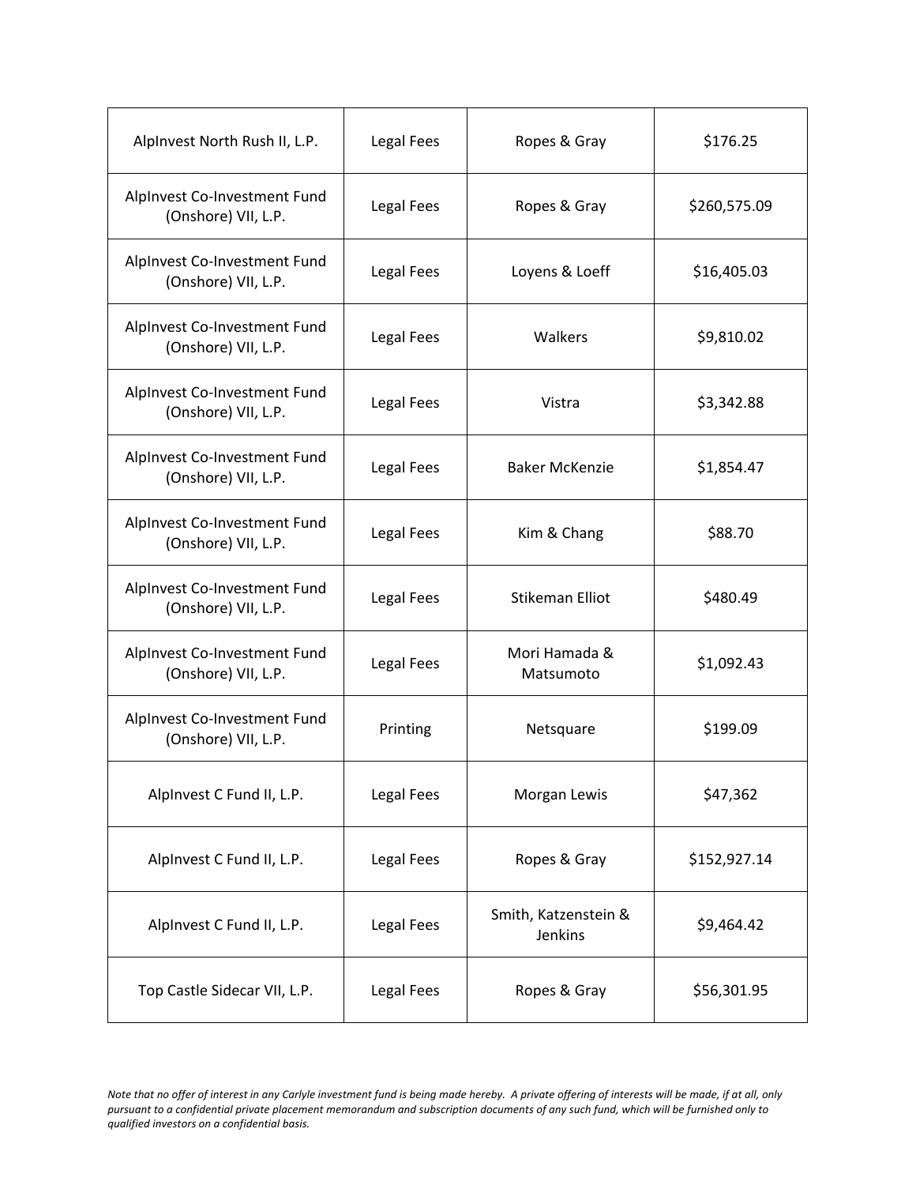| | | | |
|---|---|---|---|
| AlpInvest North Rush II, L.P. | Legal Fees | Ropes & Gray | $176.25 |
| AlpInvest Co-Investment Fund (Onshore) VII, L.P. | Legal Fees | Ropes & Gray | $260,575.09 |
| AlpInvest Co-Investment Fund (Onshore) VII, L.P. | Legal Fees | Loyens & Loeff | $16,405.03 |
| AlpInvest Co-Investment Fund (Onshore) VII, L.P. | Legal Fees | Walkers | $9,810.02 |
| AlpInvest Co-Investment Fund (Onshore) VII, L.P. | Legal Fees | Vistra | $3,342.88 |
| AlpInvest Co-Investment Fund (Onshore) VII, L.P. | Legal Fees | Baker McKenzie | $1,854.47 |
| AlpInvest Co-Investment Fund (Onshore) VII, L.P. | Legal Fees | Kim & Chang | $88.70 |
| AlpInvest Co-Investment Fund (Onshore) VII, L.P. | Legal Fees | Stikeman Elliot | $480.49 |
| AlpInvest Co-Investment Fund (Onshore) VII, L.P. | Legal Fees | Mori Hamada & Matsumoto | $1,092.43 |
| AlpInvest Co-Investment Fund (Onshore) VII, L.P. | Printing | Netsquare | $199.09 |
| AlpInvest C Fund II, L.P. | Legal Fees | Morgan Lewis | $47,362 |
| AlpInvest C Fund II, L.P. | Legal Fees | Ropes & Gray | $152,927.14 |
| AlpInvest C Fund II, L.P. | Legal Fees | Smith, Katzenstein & Jenkins | $9,464.42 |
| Top Castle Sidecar VII, L.P. | Legal Fees | Ropes & Gray | $56,301.95 |

*Note that no offer of interest in any Carlyle investment fund is being made hereby. A private offering of interests will be made, if at all, only pursuant to a confidential private placement memorandum and subscription documents of any such fund, which will be furnished only to qualified investors on a confidential basis.*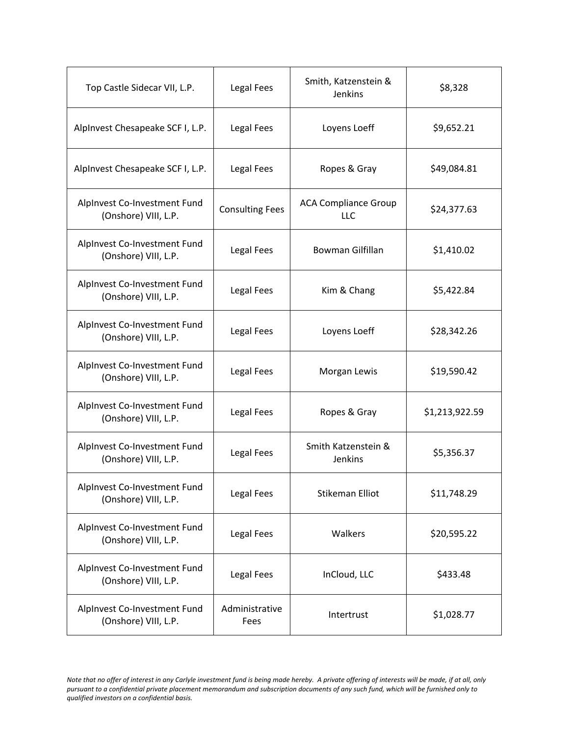| Top Castle Sidecar VII, L.P. | Legal Fees | Smith, Katzenstein & Jenkins | $8,328 |
|---|---|---|---|
| AlpInvest Chesapeake SCF I, L.P. | Legal Fees | Loyens Loeff | $9,652.21 |
| AlpInvest Chesapeake SCF I, L.P. | Legal Fees | Ropes & Gray | $49,084.81 |
| AlpInvest Co-Investment Fund (Onshore) VIII, L.P. | Consulting Fees | ACA Compliance Group LLC | $24,377.63 |
| AlpInvest Co-Investment Fund (Onshore) VIII, L.P. | Legal Fees | Bowman Gilfillan | $1,410.02 |
| AlpInvest Co-Investment Fund (Onshore) VIII, L.P. | Legal Fees | Kim & Chang | $5,422.84 |
| AlpInvest Co-Investment Fund (Onshore) VIII, L.P. | Legal Fees | Loyens Loeff | $28,342.26 |
| AlpInvest Co-Investment Fund (Onshore) VIII, L.P. | Legal Fees | Morgan Lewis | $19,590.42 |
| AlpInvest Co-Investment Fund (Onshore) VIII, L.P. | Legal Fees | Ropes & Gray | $1,213,922.59 |
| AlpInvest Co-Investment Fund (Onshore) VIII, L.P. | Legal Fees | Smith Katzenstein & Jenkins | $5,356.37 |
| AlpInvest Co-Investment Fund (Onshore) VIII, L.P. | Legal Fees | Stikeman Elliot | $11,748.29 |
| AlpInvest Co-Investment Fund (Onshore) VIII, L.P. | Legal Fees | Walkers | $20,595.22 |
| AlpInvest Co-Investment Fund (Onshore) VIII, L.P. | Legal Fees | InCloud, LLC | $433.48 |
| AlpInvest Co-Investment Fund (Onshore) VIII, L.P. | Administrative Fees | Intertrust | $1,028.77 |

*Note that no offer of interest in any Carlyle investment fund is being made hereby. A private offering of interests will be made, if at all, only pursuant to a confidential private placement memorandum and subscription documents of any such fund, which will be furnished only to qualified investors on a confidential basis.*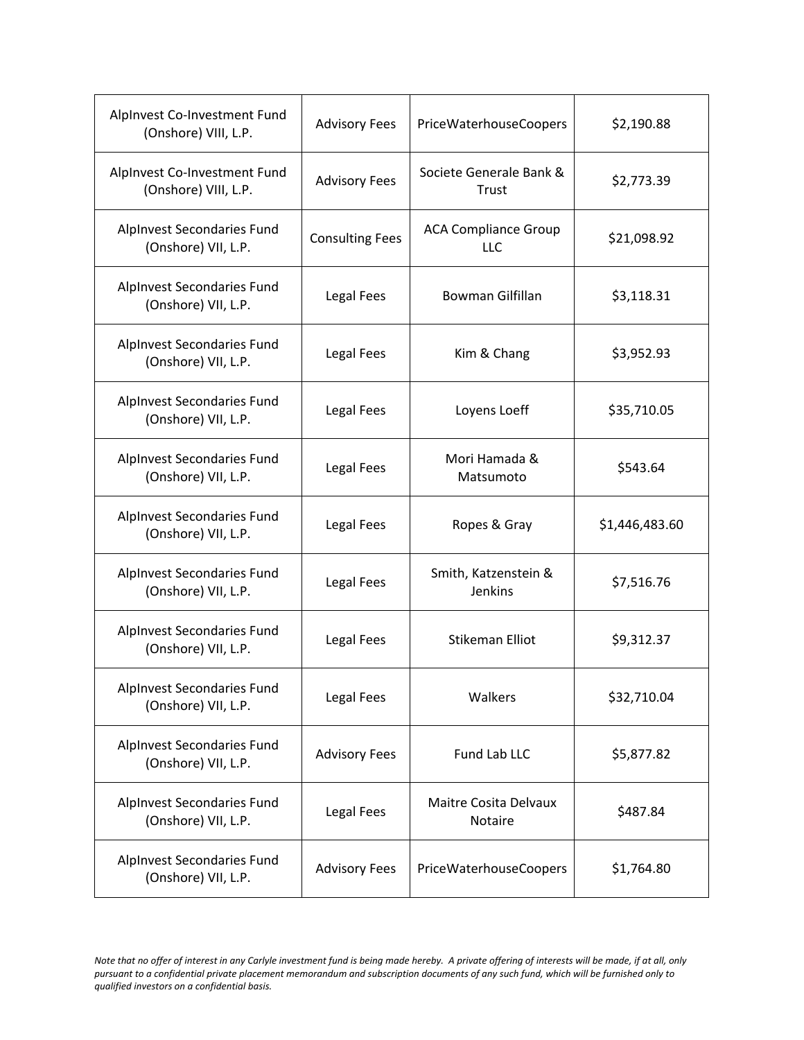| AlpInvest Co-Investment Fund (Onshore) VIII, L.P. | Advisory Fees | PriceWaterhouseCoopers | $2,190.88 |
|---|---|---|---|
| AlpInvest Co-Investment Fund (Onshore) VIII, L.P. | Advisory Fees | Societe Generale Bank & Trust | $2,773.39 |
| AlpInvest Secondaries Fund (Onshore) VII, L.P. | Consulting Fees | ACA Compliance Group LLC | $21,098.92 |
| AlpInvest Secondaries Fund (Onshore) VII, L.P. | Legal Fees | Bowman Gilfillan | $3,118.31 |
| AlpInvest Secondaries Fund (Onshore) VII, L.P. | Legal Fees | Kim & Chang | $3,952.93 |
| AlpInvest Secondaries Fund (Onshore) VII, L.P. | Legal Fees | Loyens Loeff | $35,710.05 |
| AlpInvest Secondaries Fund (Onshore) VII, L.P. | Legal Fees | Mori Hamada & Matsumoto | $543.64 |
| AlpInvest Secondaries Fund (Onshore) VII, L.P. | Legal Fees | Ropes & Gray | $1,446,483.60 |
| AlpInvest Secondaries Fund (Onshore) VII, L.P. | Legal Fees | Smith, Katzenstein & Jenkins | $7,516.76 |
| AlpInvest Secondaries Fund (Onshore) VII, L.P. | Legal Fees | Stikeman Elliot | $9,312.37 |
| AlpInvest Secondaries Fund (Onshore) VII, L.P. | Legal Fees | Walkers | $32,710.04 |
| AlpInvest Secondaries Fund (Onshore) VII, L.P. | Advisory Fees | Fund Lab LLC | $5,877.82 |
| AlpInvest Secondaries Fund (Onshore) VII, L.P. | Legal Fees | Maitre Cosita Delvaux Notaire | $487.84 |
| AlpInvest Secondaries Fund (Onshore) VII, L.P. | Advisory Fees | PriceWaterhouseCoopers | $1,764.80 |

*Note that no offer of interest in any Carlyle investment fund is being made hereby. A private offering of interests will be made, if at all, only pursuant to a confidential private placement memorandum and subscription documents of any such fund, which will be furnished only to qualified investors on a confidential basis.*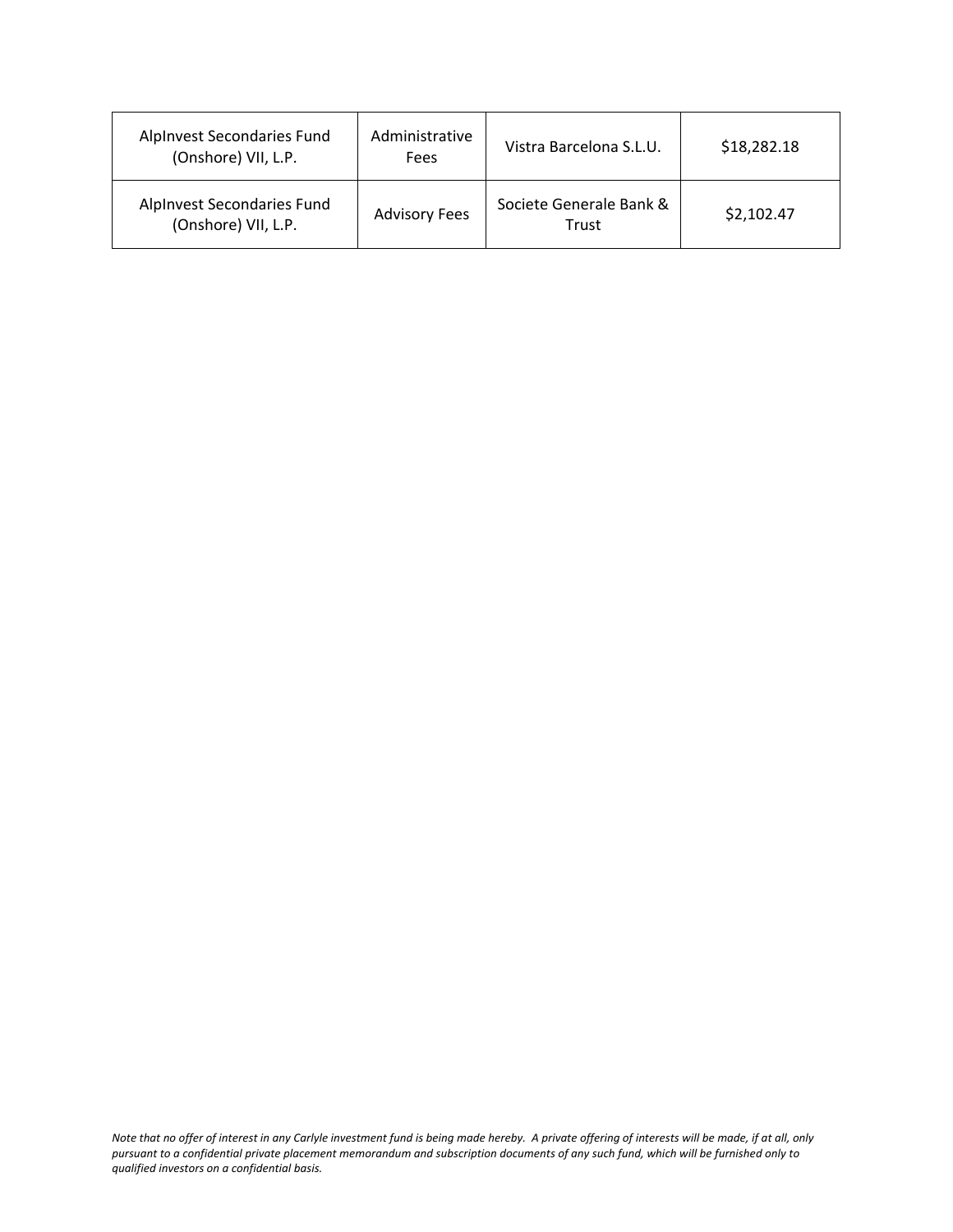| | | | |
|---|---|---|---|
| AlpInvest Secondaries Fund (Onshore) VII, L.P. | Administrative Fees | Vistra Barcelona S.L.U. | $18,282.18 |
| AlpInvest Secondaries Fund (Onshore) VII, L.P. | Advisory Fees | Societe Generale Bank & Trust | $2,102.47 |

*Note that no offer of interest in any Carlyle investment fund is being made hereby. A private offering of interests will be made, if at all, only pursuant to a confidential private placement memorandum and subscription documents of any such fund, which will be furnished only to qualified investors on a confidential basis.*